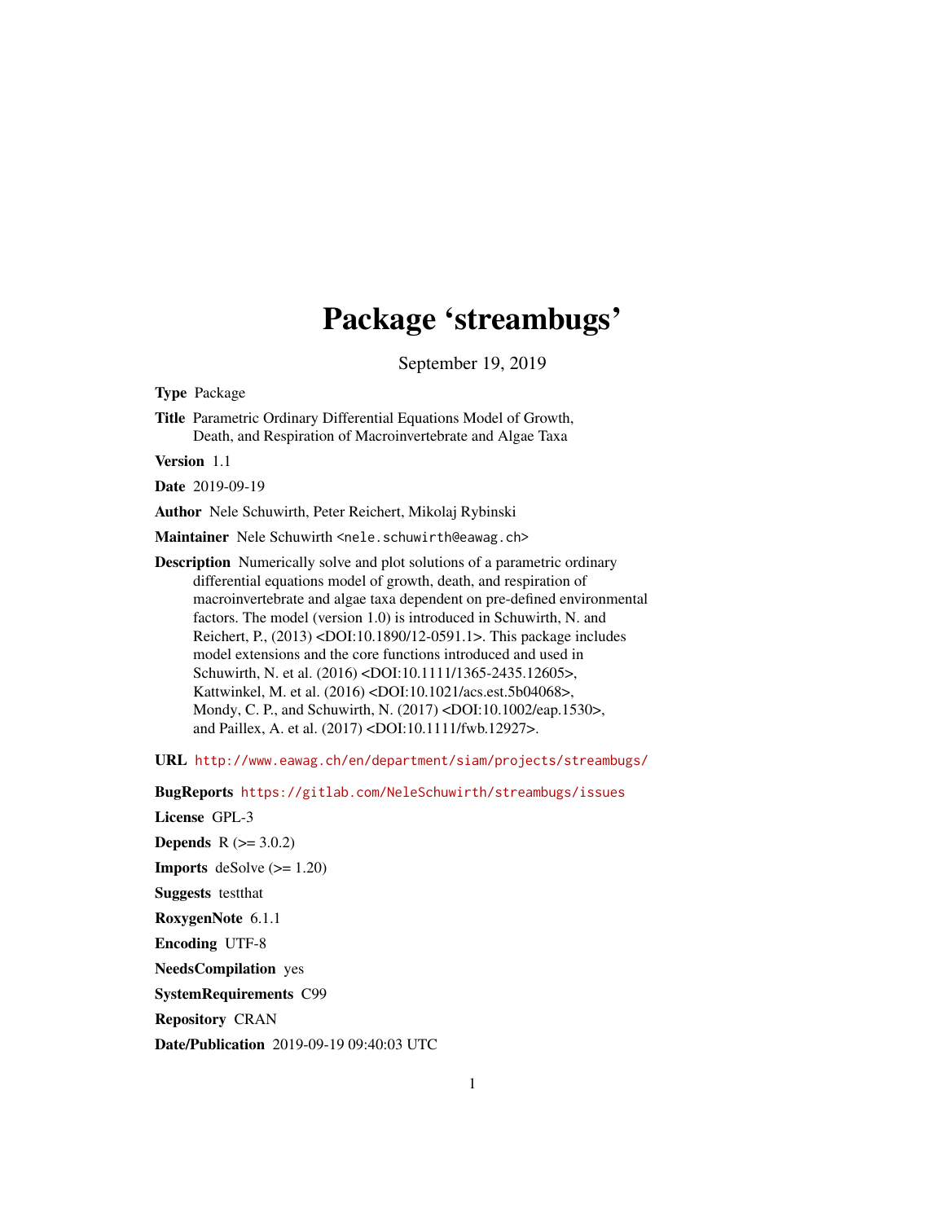# Package 'streambugs'

September 19, 2019

**Type** Package

**Title** Parametric Ordinary Differential Equations Model of Growth, Death, and Respiration of Macroinvertebrate and Algae Taxa

**Version** 1.1

**Date** 2019-09-19

**Author** Nele Schuwirth, Peter Reichert, Mikolaj Rybinski

**Maintainer** Nele Schuwirth <nele.schuwirth@eawag.ch>

**Description** Numerically solve and plot solutions of a parametric ordinary differential equations model of growth, death, and respiration of macroinvertebrate and algae taxa dependent on pre-defined environmental factors. The model (version 1.0) is introduced in Schuwirth, N. and Reichert, P., (2013) <DOI:10.1890/12-0591.1>. This package includes model extensions and the core functions introduced and used in Schuwirth, N. et al. (2016) <DOI:10.1111/1365-2435.12605>, Kattwinkel, M. et al. (2016) <DOI:10.1021/acs.est.5b04068>, Mondy, C. P., and Schuwirth, N. (2017) <DOI:10.1002/eap.1530>, and Paillex, A. et al. (2017) <DOI:10.1111/fwb.12927>.

**URL** http://www.eawag.ch/en/department/siam/projects/streambugs/

**BugReports** https://gitlab.com/NeleSchuwirth/streambugs/issues

**License** GPL-3

**Depends** R (>= 3.0.2)

**Imports** deSolve (>= 1.20)

**Suggests** testthat

**RoxygenNote** 6.1.1

**Encoding** UTF-8

**NeedsCompilation** yes

**SystemRequirements** C99

**Repository** CRAN

**Date/Publication** 2019-09-19 09:40:03 UTC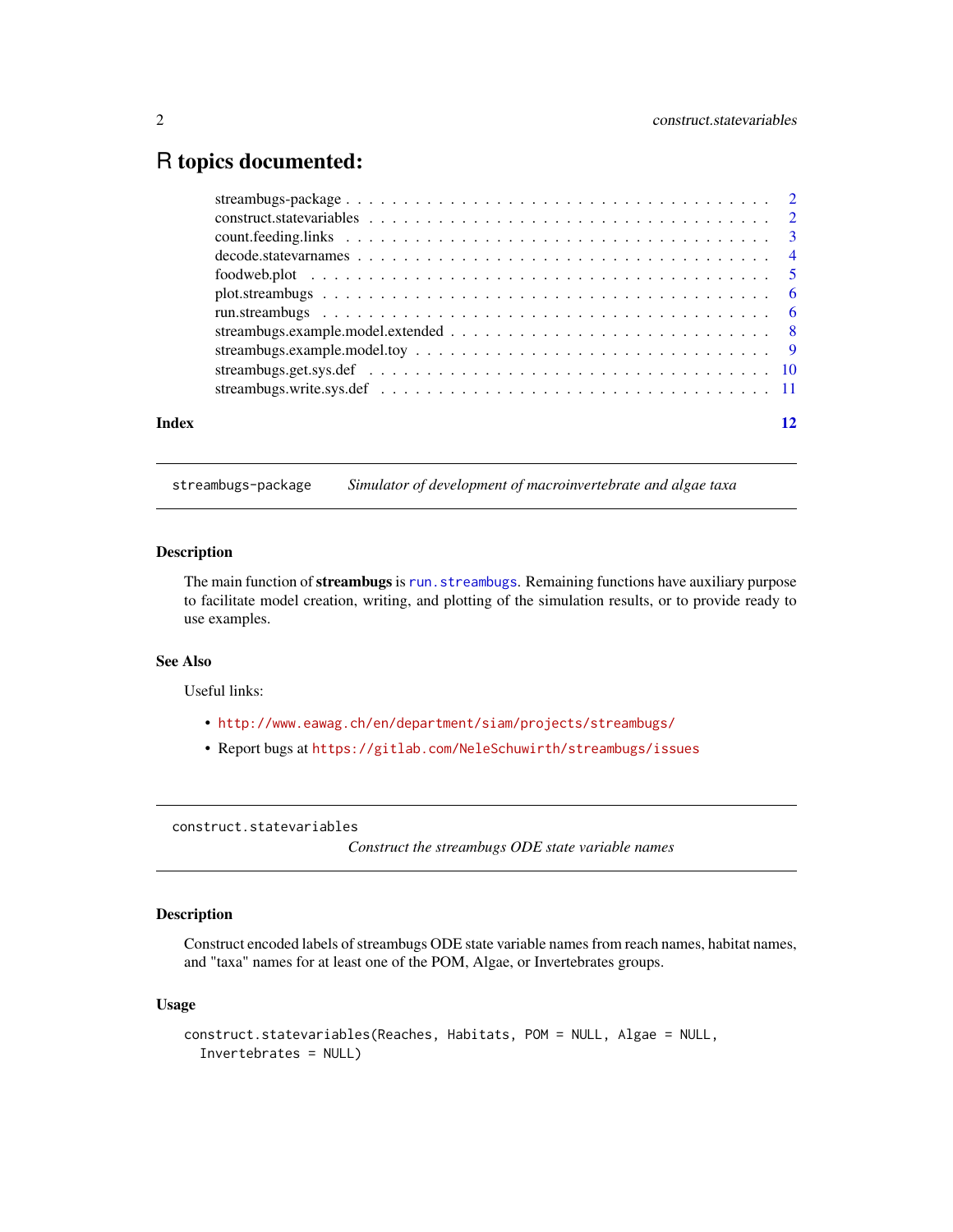# R topics documented:

| | |
|---|---|
| streambugs-package | 2 |
| construct.statevariables | 2 |
| count.feeding.links | 3 |
| decode.statevarnames | 4 |
| foodweb.plot | 5 |
| plot.streambugs | 6 |
| run.streambugs | 6 |
| streambugs.example.model.extended | 8 |
| streambugs.example.model.toy | 9 |
| streambugs.get.sys.def | 10 |
| streambugs.write.sys.def | 11 |
| **Index** | **12** |

---

`streambugs-package` *Simulator of development of macroinvertebrate and algae taxa*

---

### Description

The main function of **streambugs** is `run.streambugs`. Remaining functions have auxiliary purpose to facilitate model creation, writing, and plotting of the simulation results, or to provide ready to use examples.

### See Also

Useful links:

- `http://www.eawag.ch/en/department/siam/projects/streambugs/`
- Report bugs at `https://gitlab.com/NeleSchuwirth/streambugs/issues`

---

`construct.statevariables` *Construct the streambugs ODE state variable names*

---

### Description

Construct encoded labels of streambugs ODE state variable names from reach names, habitat names, and "taxa" names for at least one of the POM, Algae, or Invertebrates groups.

### Usage

```
construct.statevariables(Reaches, Habitats, POM = NULL, Algae = NULL,
  Invertebrates = NULL)
```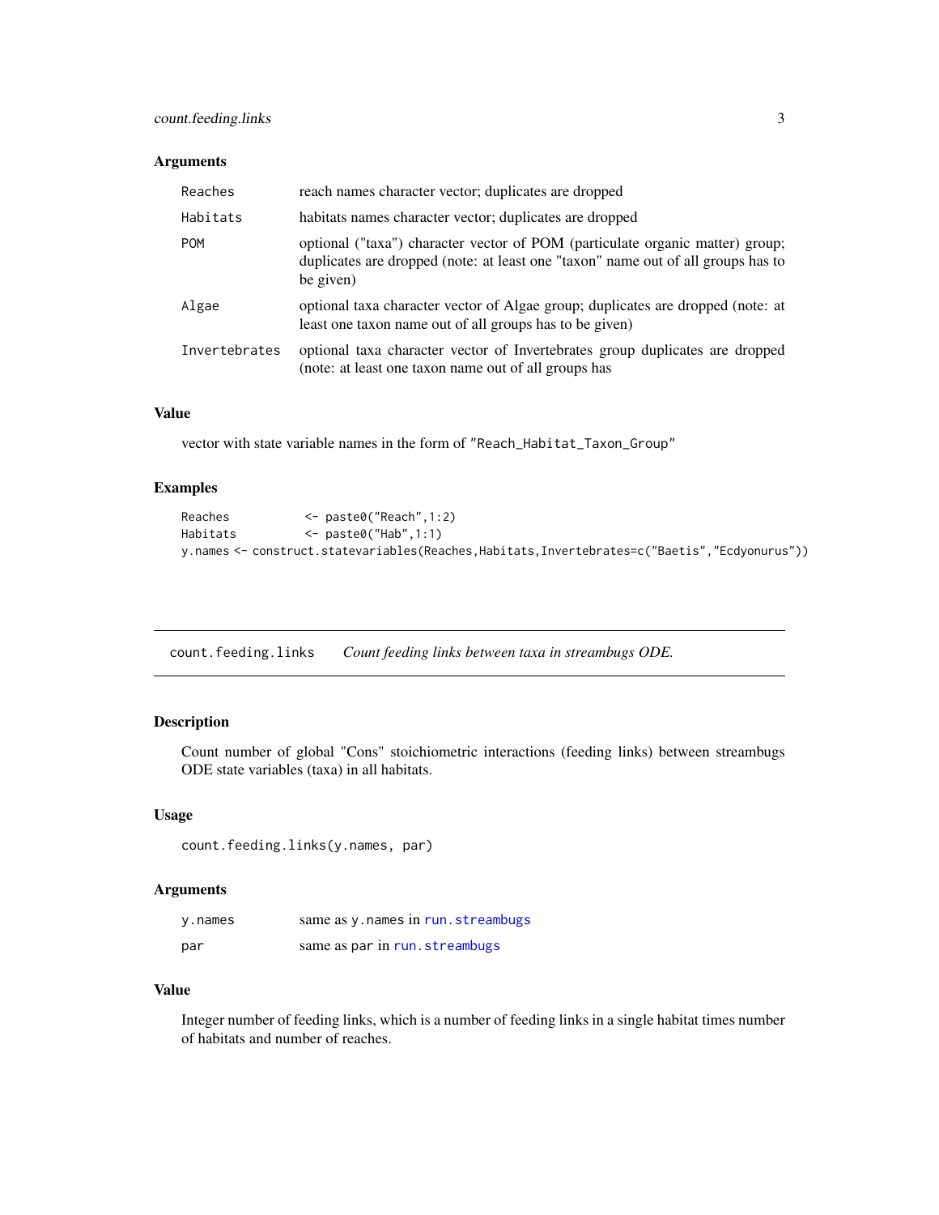### Arguments

| | |
|---|---|
| Reaches | reach names character vector; duplicates are dropped |
| Habitats | habitats names character vector; duplicates are dropped |
| POM | optional ("taxa") character vector of POM (particulate organic matter) group; duplicates are dropped (note: at least one "taxon" name out of all groups has to be given) |
| Algae | optional taxa character vector of Algae group; duplicates are dropped (note: at least one taxon name out of all groups has to be given) |
| Invertebrates | optional taxa character vector of Invertebrates group duplicates are dropped (note: at least one taxon name out of all groups has |

### Value

vector with state variable names in the form of "Reach_Habitat_Taxon_Group"

### Examples

```
Reaches          <- paste0("Reach",1:2)
Habitats         <- paste0("Hab",1:1)
y.names <- construct.statevariables(Reaches,Habitats,Invertebrates=c("Baetis","Ecdyonurus"))
```

---

## count.feeding.links    *Count feeding links between taxa in streambugs ODE.*

### Description

Count number of global "Cons" stoichiometric interactions (feeding links) between streambugs ODE state variables (taxa) in all habitats.

### Usage

```
count.feeding.links(y.names, par)
```

### Arguments

| | |
|---|---|
| y.names | same as y.names in run.streambugs |
| par | same as par in run.streambugs |

### Value

Integer number of feeding links, which is a number of feeding links in a single habitat times number of habitats and number of reaches.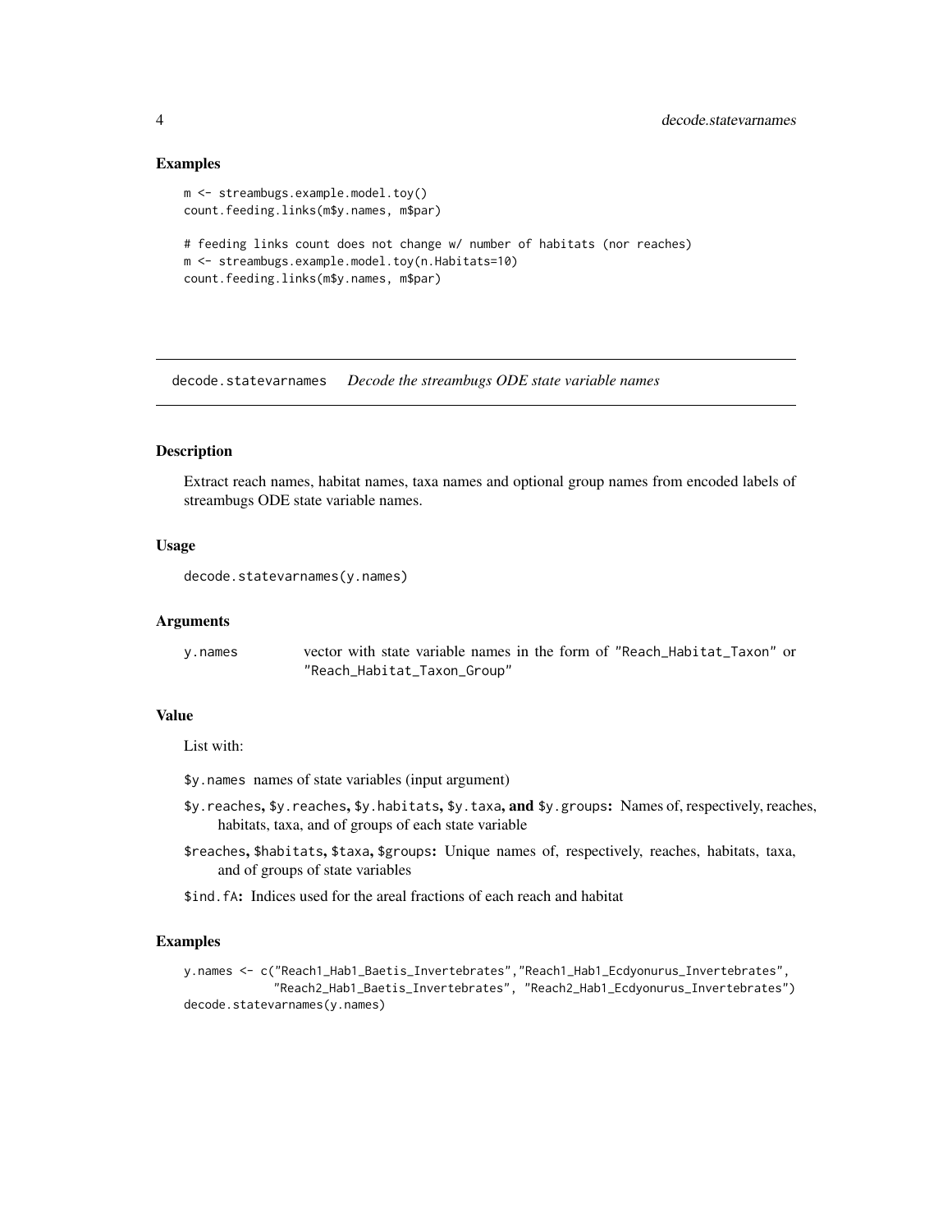### Examples

```
m <- streambugs.example.model.toy()
count.feeding.links(m$y.names, m$par)

# feeding links count does not change w/ number of habitats (nor reaches)
m <- streambugs.example.model.toy(n.Habitats=10)
count.feeding.links(m$y.names, m$par)
```

---

## decode.statevarnames *Decode the streambugs ODE state variable names*

---

### Description

Extract reach names, habitat names, taxa names and optional group names from encoded labels of streambugs ODE state variable names.

### Usage

```
decode.statevarnames(y.names)
```

### Arguments

| | |
|---|---|
| `y.names` | vector with state variable names in the form of `"Reach_Habitat_Taxon"` or `"Reach_Habitat_Taxon_Group"` |

### Value

List with:

- `$y.names` names of state variables (input argument)
- **`$y.reaches`, `$y.reaches`, `$y.habitats`, `$y.taxa`, and `$y.groups`:** Names of, respectively, reaches, habitats, taxa, and of groups of each state variable
- **`$reaches`, `$habitats`, `$taxa`, `$groups`:** Unique names of, respectively, reaches, habitats, taxa, and of groups of state variables
- **`$ind.fA`:** Indices used for the areal fractions of each reach and habitat

### Examples

```
y.names <- c("Reach1_Hab1_Baetis_Invertebrates","Reach1_Hab1_Ecdyonurus_Invertebrates",
             "Reach2_Hab1_Baetis_Invertebrates", "Reach2_Hab1_Ecdyonurus_Invertebrates")
decode.statevarnames(y.names)
```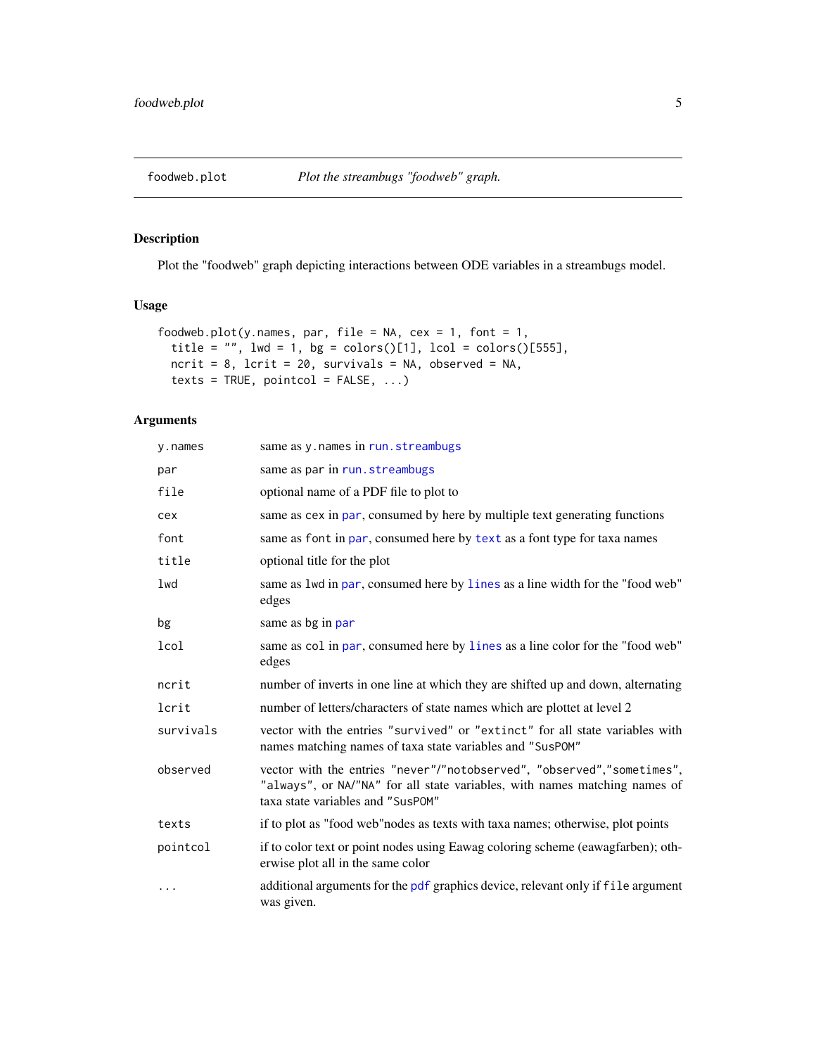foodweb.plot *Plot the streambugs "foodweb" graph.*

## Description

Plot the "foodweb" graph depicting interactions between ODE variables in a streambugs model.

## Usage

```
foodweb.plot(y.names, par, file = NA, cex = 1, font = 1,
  title = "", lwd = 1, bg = colors()[1], lcol = colors()[555],
  ncrit = 8, lcrit = 20, survivals = NA, observed = NA,
  texts = TRUE, pointcol = FALSE, ...)
```

## Arguments

| | |
|---|---|
| `y.names` | same as `y.names` in `run.streambugs` |
| `par` | same as `par` in `run.streambugs` |
| `file` | optional name of a PDF file to plot to |
| `cex` | same as `cex` in `par`, consumed by here by multiple text generating functions |
| `font` | same as `font` in `par`, consumed here by `text` as a font type for taxa names |
| `title` | optional title for the plot |
| `lwd` | same as `lwd` in `par`, consumed here by `lines` as a line width for the "food web" edges |
| `bg` | same as `bg` in `par` |
| `lcol` | same as `col` in `par`, consumed here by `lines` as a line color for the "food web" edges |
| `ncrit` | number of inverts in one line at which they are shifted up and down, alternating |
| `lcrit` | number of letters/characters of state names which are plottet at level 2 |
| `survivals` | vector with the entries `"survived"` or `"extinct"` for all state variables with names matching names of taxa state variables and `"SusPOM"` |
| `observed` | vector with the entries `"never"`/`"notobserved"`, `"observed"`,`"sometimes"`, `"always"`, or `NA`/`"NA"` for all state variables, with names matching names of taxa state variables and `"SusPOM"` |
| `texts` | if to plot as "food web"nodes as texts with taxa names; otherwise, plot points |
| `pointcol` | if to color text or point nodes using Eawag coloring scheme (eawagfarben); otherwise plot all in the same color |
| `...` | additional arguments for the `pdf` graphics device, relevant only if `file` argument was given. |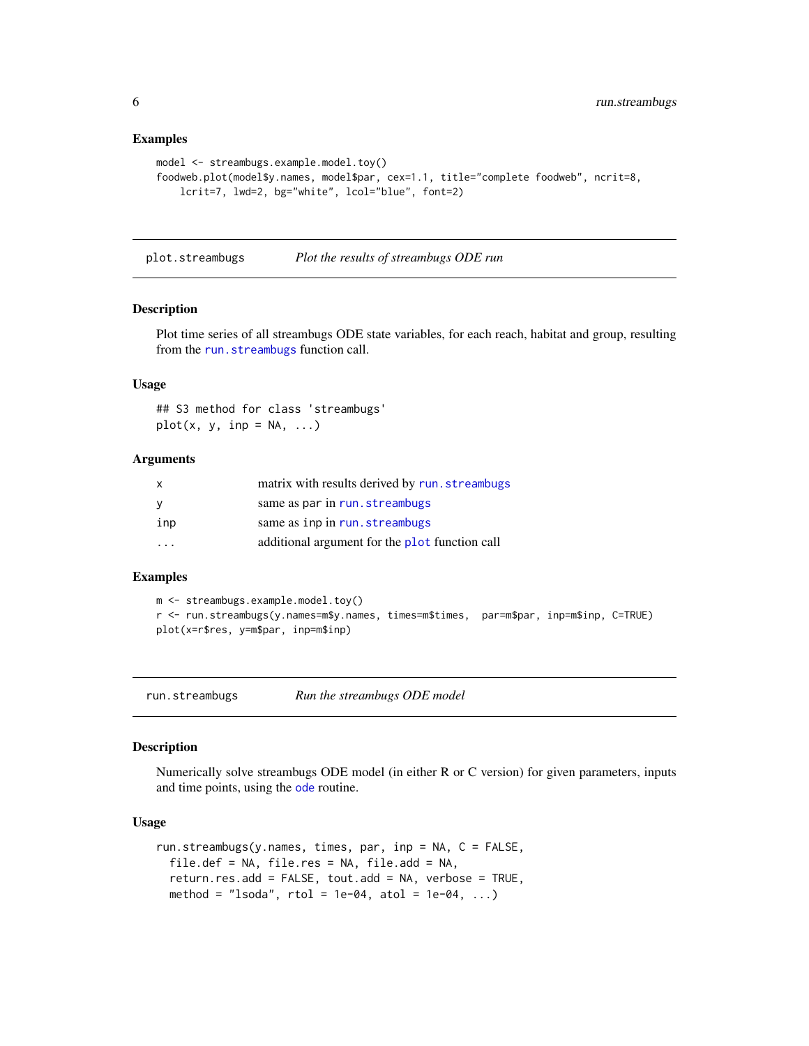### Examples

```
model <- streambugs.example.model.toy()
foodweb.plot(model$y.names, model$par, cex=1.1, title="complete foodweb", ncrit=8,
    lcrit=7, lwd=2, bg="white", lcol="blue", font=2)
```

---

## plot.streambugs — *Plot the results of streambugs ODE run*

### Description

Plot time series of all streambugs ODE state variables, for each reach, habitat and group, resulting from the `run.streambugs` function call.

### Usage

```
## S3 method for class 'streambugs'
plot(x, y, inp = NA, ...)
```

### Arguments

| | |
|---|---|
| `x` | matrix with results derived by `run.streambugs` |
| `y` | same as par in `run.streambugs` |
| `inp` | same as inp in `run.streambugs` |
| `...` | additional argument for the `plot` function call |

### Examples

```
m <- streambugs.example.model.toy()
r <- run.streambugs(y.names=m$y.names, times=m$times,  par=m$par, inp=m$inp, C=TRUE)
plot(x=r$res, y=m$par, inp=m$inp)
```

---

## run.streambugs — *Run the streambugs ODE model*

### Description

Numerically solve streambugs ODE model (in either R or C version) for given parameters, inputs and time points, using the `ode` routine.

### Usage

```
run.streambugs(y.names, times, par, inp = NA, C = FALSE,
  file.def = NA, file.res = NA, file.add = NA,
  return.res.add = FALSE, tout.add = NA, verbose = TRUE,
  method = "lsoda", rtol = 1e-04, atol = 1e-04, ...)
```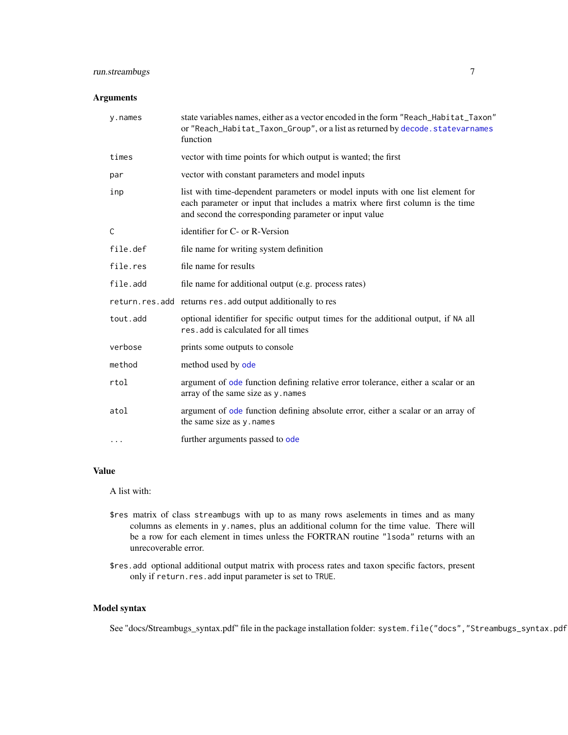### Arguments

| | |
|---|---|
| `y.names` | state variables names, either as a vector encoded in the form "Reach_Habitat_Taxon" or "Reach_Habitat_Taxon_Group", or a list as returned by `decode.statevarnames` function |
| `times` | vector with time points for which output is wanted; the first |
| `par` | vector with constant parameters and model inputs |
| `inp` | list with time-dependent parameters or model inputs with one list element for each parameter or input that includes a matrix where first column is the time and second the corresponding parameter or input value |
| `C` | identifier for C- or R-Version |
| `file.def` | file name for writing system definition |
| `file.res` | file name for results |
| `file.add` | file name for additional output (e.g. process rates) |
| `return.res.add` | returns `res.add` output additionally to res |
| `tout.add` | optional identifier for specific output times for the additional output, if `NA` all `res.add` is calculated for all times |
| `verbose` | prints some outputs to console |
| `method` | method used by `ode` |
| `rtol` | argument of `ode` function defining relative error tolerance, either a scalar or an array of the same size as `y.names` |
| `atol` | argument of `ode` function defining absolute error, either a scalar or an array of the same size as `y.names` |
| `...` | further arguments passed to `ode` |

### Value

A list with:

- `$res` matrix of class `streambugs` with up to as many rows aselements in times and as many columns as elements in `y.names`, plus an additional column for the time value. There will be a row for each element in times unless the FORTRAN routine "`lsoda`" returns with an unrecoverable error.
- `$res.add` optional additional output matrix with process rates and taxon specific factors, present only if `return.res.add` input parameter is set to `TRUE`.

### Model syntax

See "docs/Streambugs_syntax.pdf" file in the package installation folder: `system.file("docs","Streambugs_syntax.pdf`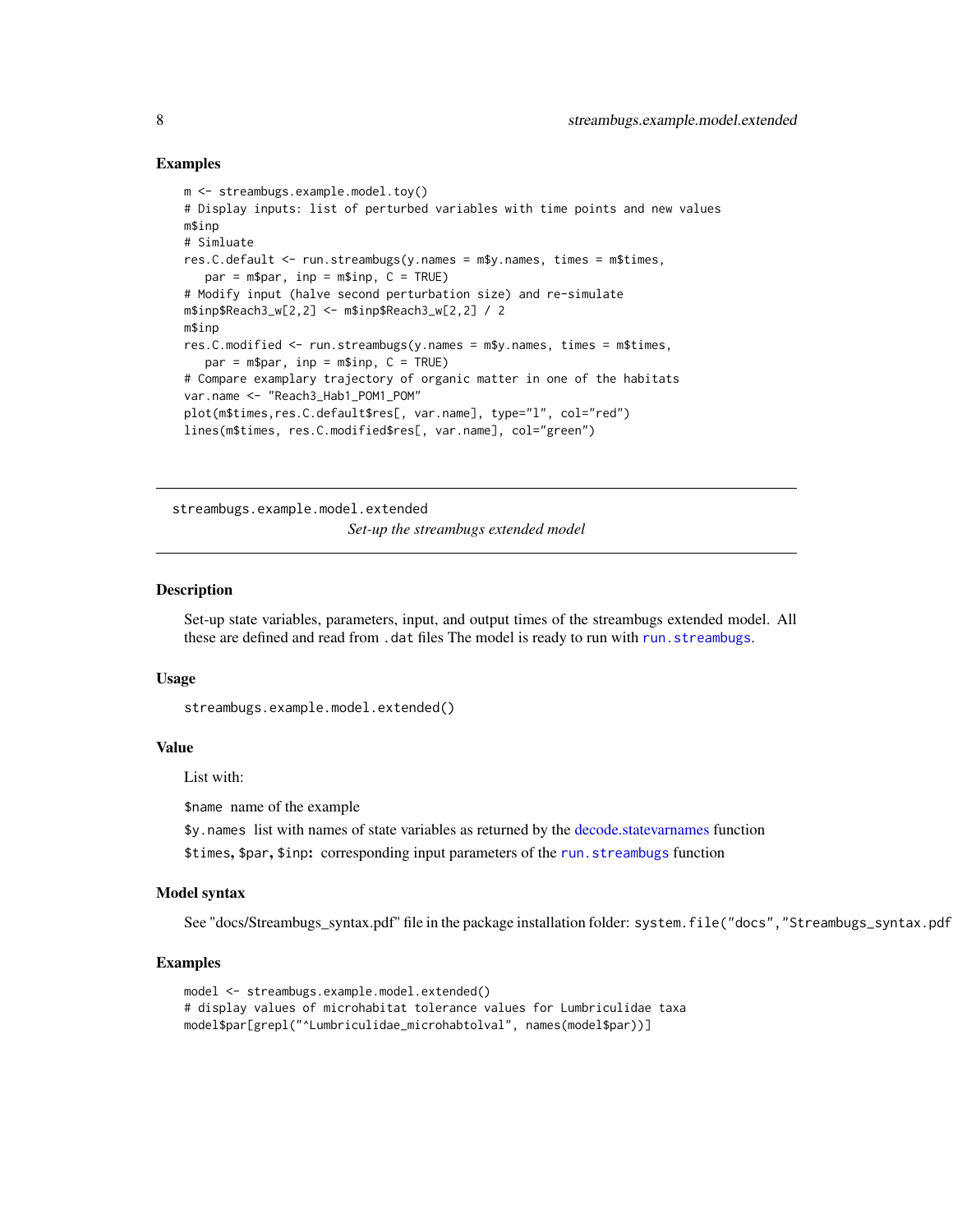## Examples

```
m <- streambugs.example.model.toy()
# Display inputs: list of perturbed variables with time points and new values
m$inp
# Simluate
res.C.default <- run.streambugs(y.names = m$y.names, times = m$times,
   par = m$par, inp = m$inp, C = TRUE)
# Modify input (halve second perturbation size) and re-simulate
m$inp$Reach3_w[2,2] <- m$inp$Reach3_w[2,2] / 2
m$inp
res.C.modified <- run.streambugs(y.names = m$y.names, times = m$times,
   par = m$par, inp = m$inp, C = TRUE)
# Compare examplary trajectory of organic matter in one of the habitats
var.name <- "Reach3_Hab1_POM1_POM"
plot(m$times,res.C.default$res[, var.name], type="l", col="red")
lines(m$times, res.C.modified$res[, var.name], col="green")
```

---

`streambugs.example.model.extended` *Set-up the streambugs extended model*

---

## Description

Set-up state variables, parameters, input, and output times of the streambugs extended model. All these are defined and read from `.dat` files The model is ready to run with `run.streambugs`.

## Usage

```
streambugs.example.model.extended()
```

## Value

List with:

`$name` name of the example

`$y.names` list with names of state variables as returned by the decode.statevarnames function

`$times`, `$par`, `$inp`: corresponding input parameters of the `run.streambugs` function

## Model syntax

See "docs/Streambugs_syntax.pdf" file in the package installation folder: `system.file("docs","Streambugs_syntax.pdf`

## Examples

```
model <- streambugs.example.model.extended()
# display values of microhabitat tolerance values for Lumbriculidae taxa
model$par[grepl("^Lumbriculidae_microhabtolval", names(model$par))]
```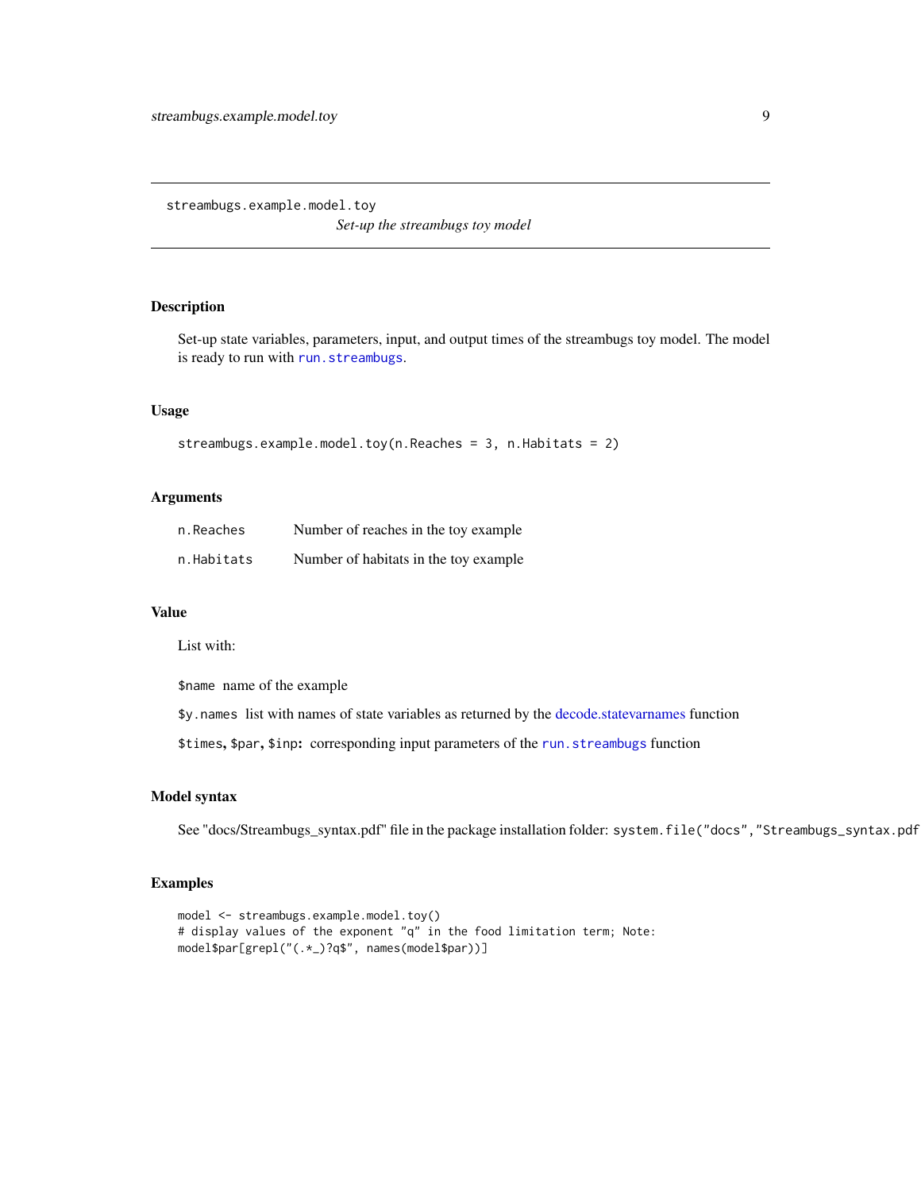`streambugs.example.model.toy`

*Set-up the streambugs toy model*

## Description

Set-up state variables, parameters, input, and output times of the streambugs toy model. The model is ready to run with `run.streambugs`.

## Usage

```
streambugs.example.model.toy(n.Reaches = 3, n.Habitats = 2)
```

## Arguments

| | |
|---|---|
| `n.Reaches` | Number of reaches in the toy example |
| `n.Habitats` | Number of habitats in the toy example |

## Value

List with:

`$name` name of the example

`$y.names` list with names of state variables as returned by the decode.statevarnames function

`$times`, `$par`, `$inp`: corresponding input parameters of the `run.streambugs` function

## Model syntax

See "docs/Streambugs_syntax.pdf" file in the package installation folder: `system.file("docs","Streambugs_syntax.pdf`

## Examples

```
model <- streambugs.example.model.toy()
# display values of the exponent "q" in the food limitation term; Note:
model$par[grepl("(.*_)?q$", names(model$par))]
```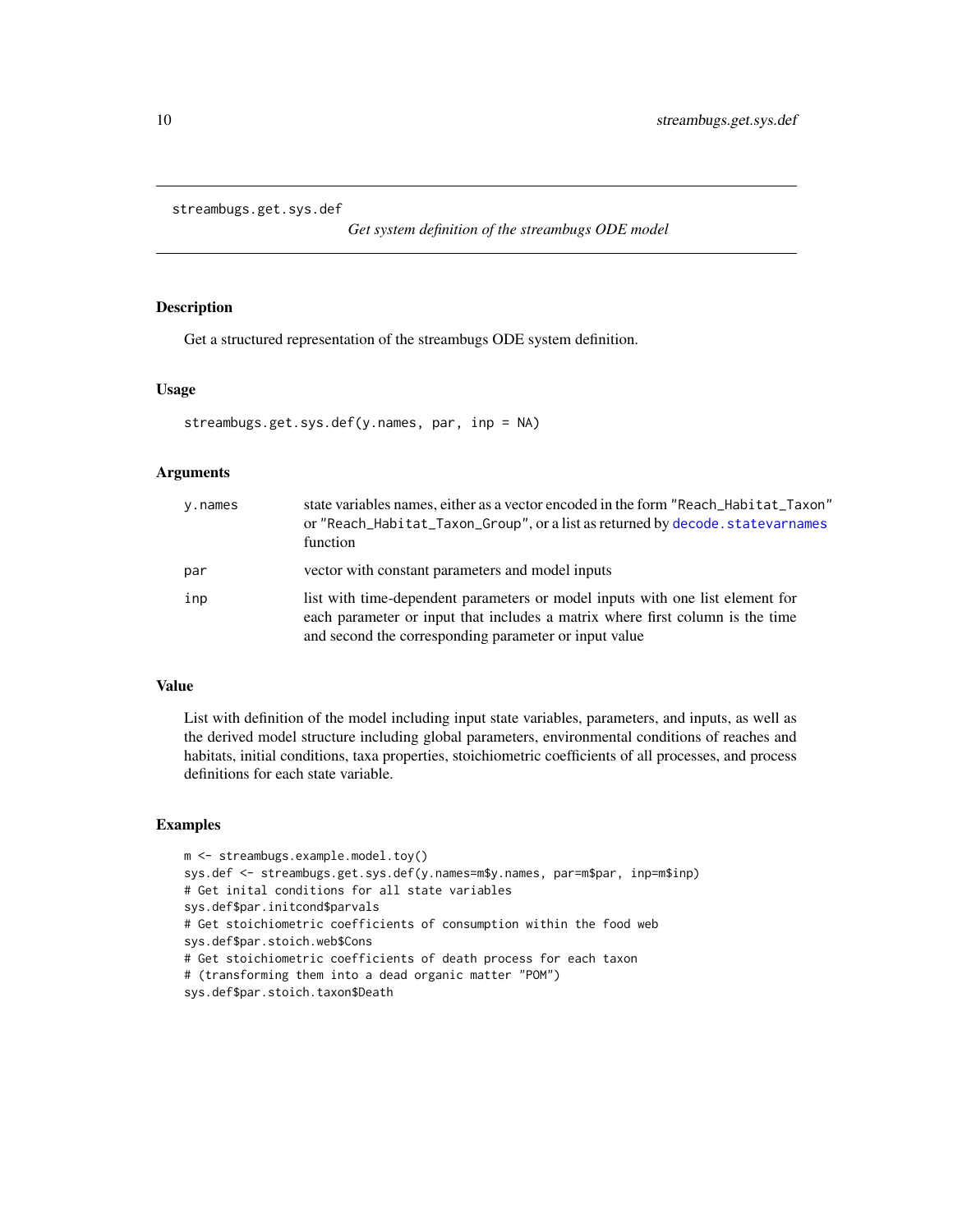## streambugs.get.sys.def

*Get system definition of the streambugs ODE model*

### Description

Get a structured representation of the streambugs ODE system definition.

### Usage

```
streambugs.get.sys.def(y.names, par, inp = NA)
```

### Arguments

| | |
|---|---|
| `y.names` | state variables names, either as a vector encoded in the form `"Reach_Habitat_Taxon"` or `"Reach_Habitat_Taxon_Group"`, or a list as returned by `decode.statevarnames` function |
| `par` | vector with constant parameters and model inputs |
| `inp` | list with time-dependent parameters or model inputs with one list element for each parameter or input that includes a matrix where first column is the time and second the corresponding parameter or input value |

### Value

List with definition of the model including input state variables, parameters, and inputs, as well as the derived model structure including global parameters, environmental conditions of reaches and habitats, initial conditions, taxa properties, stoichiometric coefficients of all processes, and process definitions for each state variable.

### Examples

```
m <- streambugs.example.model.toy()
sys.def <- streambugs.get.sys.def(y.names=m$y.names, par=m$par, inp=m$inp)
# Get inital conditions for all state variables
sys.def$par.initcond$parvals
# Get stoichiometric coefficients of consumption within the food web
sys.def$par.stoich.web$Cons
# Get stoichiometric coefficients of death process for each taxon
# (transforming them into a dead organic matter "POM")
sys.def$par.stoich.taxon$Death
```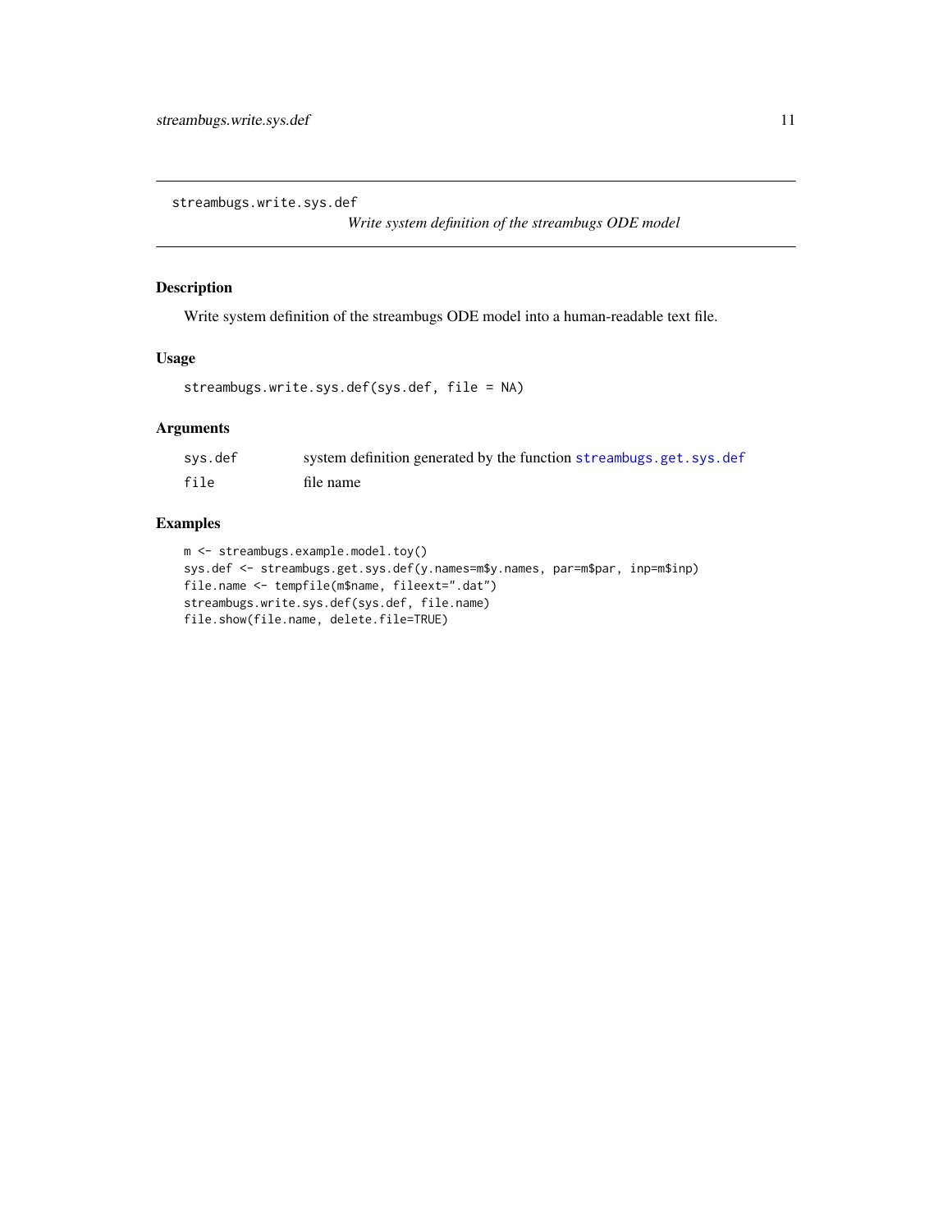streambugs.write.sys.def

*Write system definition of the streambugs ODE model*

## Description

Write system definition of the streambugs ODE model into a human-readable text file.

## Usage

```
streambugs.write.sys.def(sys.def, file = NA)
```

## Arguments

| | |
|---|---|
| sys.def | system definition generated by the function `streambugs.get.sys.def` |
| file | file name |

## Examples

```
m <- streambugs.example.model.toy()
sys.def <- streambugs.get.sys.def(y.names=m$y.names, par=m$par, inp=m$inp)
file.name <- tempfile(m$name, fileext=".dat")
streambugs.write.sys.def(sys.def, file.name)
file.show(file.name, delete.file=TRUE)
```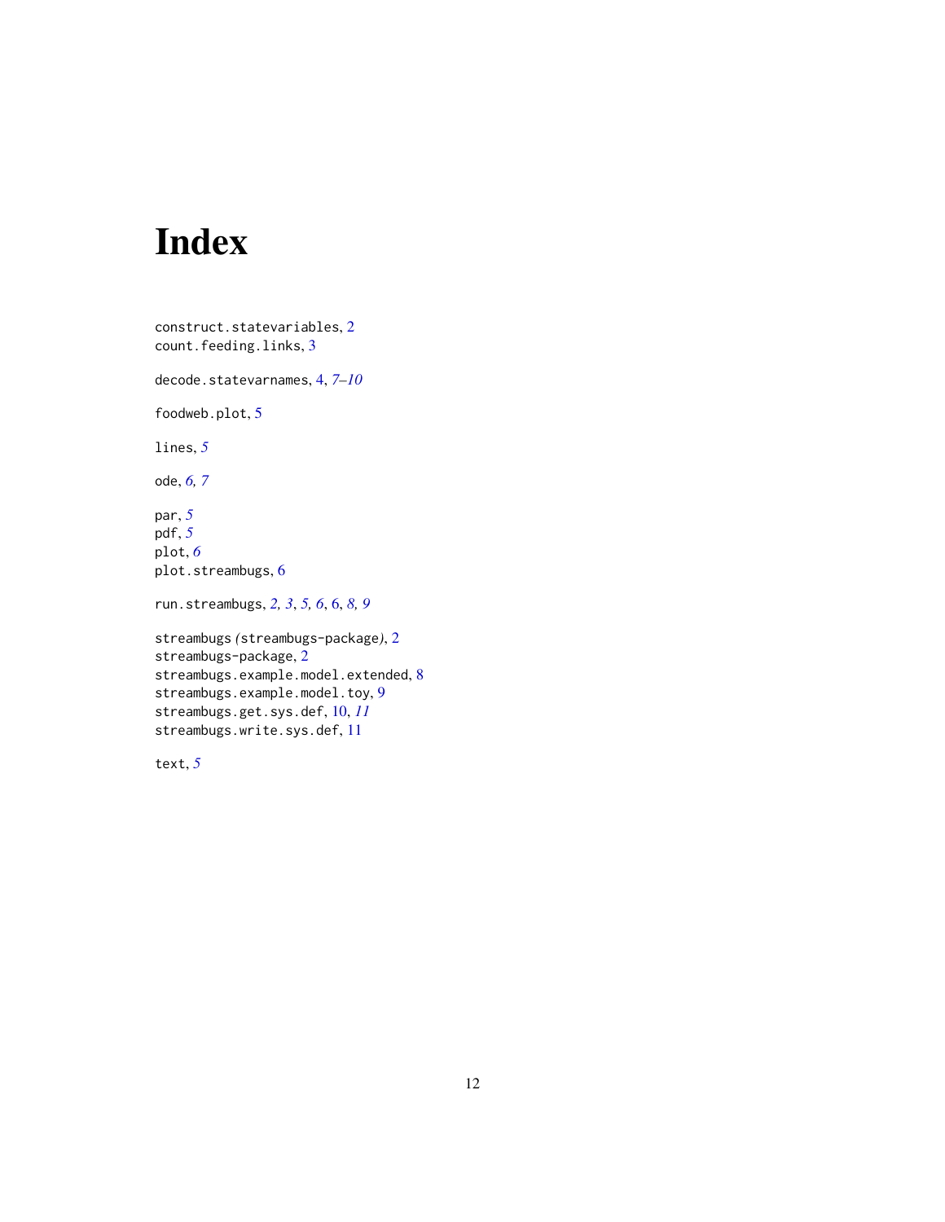# Index

construct.statevariables, 2
count.feeding.links, 3

decode.statevarnames, 4, *7–10*

foodweb.plot, 5

lines, *5*

ode, *6, 7*

par, *5*
pdf, *5*
plot, *6*
plot.streambugs, 6

run.streambugs, *2, 3*, *5, 6*, 6, *8, 9*

streambugs (streambugs-package), 2
streambugs-package, 2
streambugs.example.model.extended, 8
streambugs.example.model.toy, 9
streambugs.get.sys.def, 10, *11*
streambugs.write.sys.def, 11

text, *5*